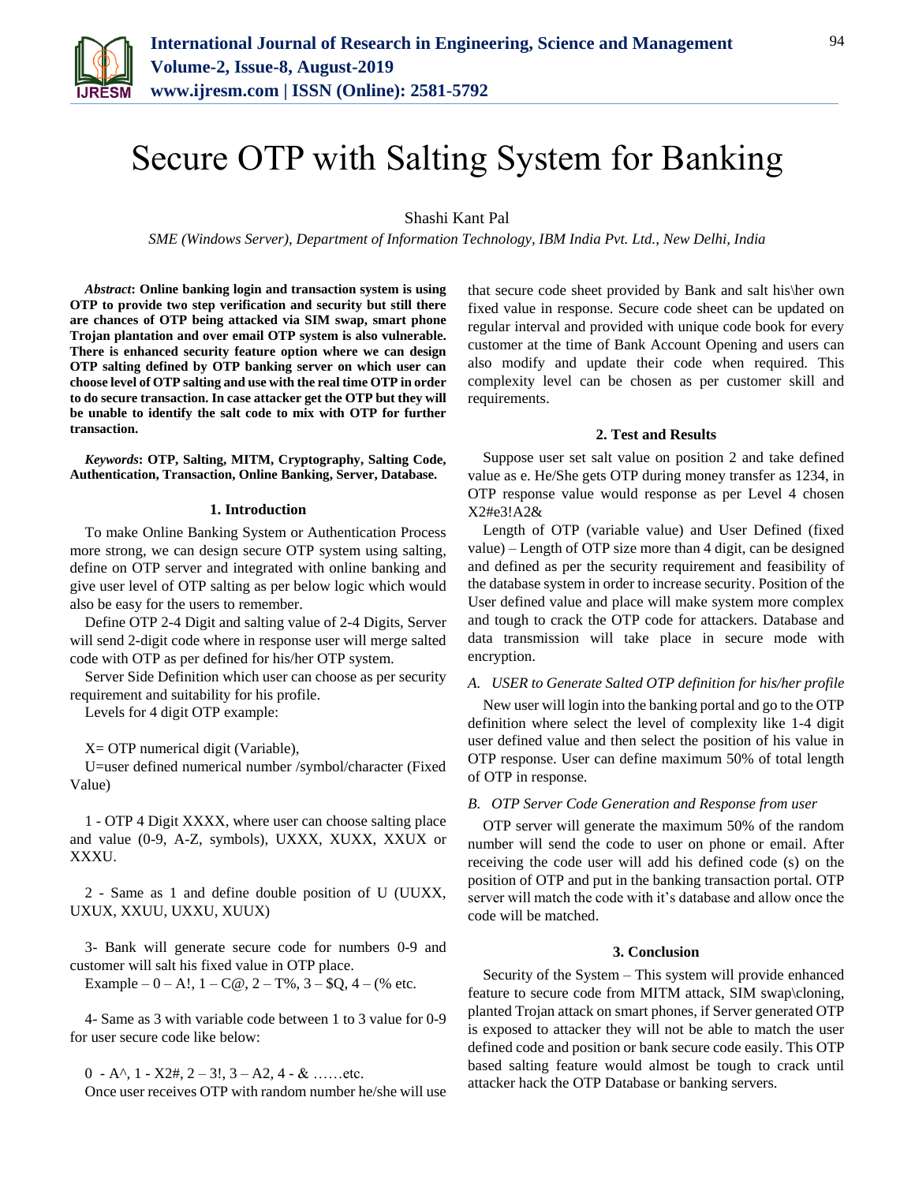# Secure OTP with Salting System for Banking

Shashi Kant Pal

*SME (Windows Server), Department of Information Technology, IBM India Pvt. Ltd., New Delhi, India*

***Abstract*: Online banking login and transaction system is using OTP to provide two step verification and security but still there are chances of OTP being attacked via SIM swap, smart phone Trojan plantation and over email OTP system is also vulnerable. There is enhanced security feature option where we can design OTP salting defined by OTP banking server on which user can choose level of OTP salting and use with the real time OTP in order to do secure transaction. In case attacker get the OTP but they will be unable to identify the salt code to mix with OTP for further transaction.**

***Keywords*: OTP, Salting, MITM, Cryptography, Salting Code, Authentication, Transaction, Online Banking, Server, Database.**

## 1. Introduction

To make Online Banking System or Authentication Process more strong, we can design secure OTP system using salting, define on OTP server and integrated with online banking and give user level of OTP salting as per below logic which would also be easy for the users to remember.

Define OTP 2-4 Digit and salting value of 2-4 Digits, Server will send 2-digit code where in response user will merge salted code with OTP as per defined for his/her OTP system.

Server Side Definition which user can choose as per security requirement and suitability for his profile.

Levels for 4 digit OTP example:

X= OTP numerical digit (Variable),

U=user defined numerical number /symbol/character (Fixed Value)

1 - OTP 4 Digit XXXX, where user can choose salting place and value (0-9, A-Z, symbols), UXXX, XUXX, XXUX or XXXU.

2 - Same as 1 and define double position of U (UUXX, UXUX, XXUU, UXXU, XUUX)

3- Bank will generate secure code for numbers 0-9 and customer will salt his fixed value in OTP place.

Example – 0 – A!, 1 – C@, 2 – T%, 3 – $Q, 4 – (% etc.

4- Same as 3 with variable code between 1 to 3 value for 0-9 for user secure code like below:

0 - A^, 1 - X2#, 2 – 3!, 3 – A2, 4 - & ……etc.

Once user receives OTP with random number he/she will use that secure code sheet provided by Bank and salt his\her own fixed value in response. Secure code sheet can be updated on regular interval and provided with unique code book for every customer at the time of Bank Account Opening and users can also modify and update their code when required. This complexity level can be chosen as per customer skill and requirements.

## 2. Test and Results

Suppose user set salt value on position 2 and take defined value as e. He/She gets OTP during money transfer as 1234, in OTP response value would response as per Level 4 chosen X2#e3!A2&

Length of OTP (variable value) and User Defined (fixed value) – Length of OTP size more than 4 digit, can be designed and defined as per the security requirement and feasibility of the database system in order to increase security. Position of the User defined value and place will make system more complex and tough to crack the OTP code for attackers. Database and data transmission will take place in secure mode with encryption.

### *A. USER to Generate Salted OTP definition for his/her profile*

New user will login into the banking portal and go to the OTP definition where select the level of complexity like 1-4 digit user defined value and then select the position of his value in OTP response. User can define maximum 50% of total length of OTP in response.

### *B. OTP Server Code Generation and Response from user*

OTP server will generate the maximum 50% of the random number will send the code to user on phone or email. After receiving the code user will add his defined code (s) on the position of OTP and put in the banking transaction portal. OTP server will match the code with it's database and allow once the code will be matched.

## 3. Conclusion

Security of the System – This system will provide enhanced feature to secure code from MITM attack, SIM swap\cloning, planted Trojan attack on smart phones, if Server generated OTP is exposed to attacker they will not be able to match the user defined code and position or bank secure code easily. This OTP based salting feature would almost be tough to crack until attacker hack the OTP Database or banking servers.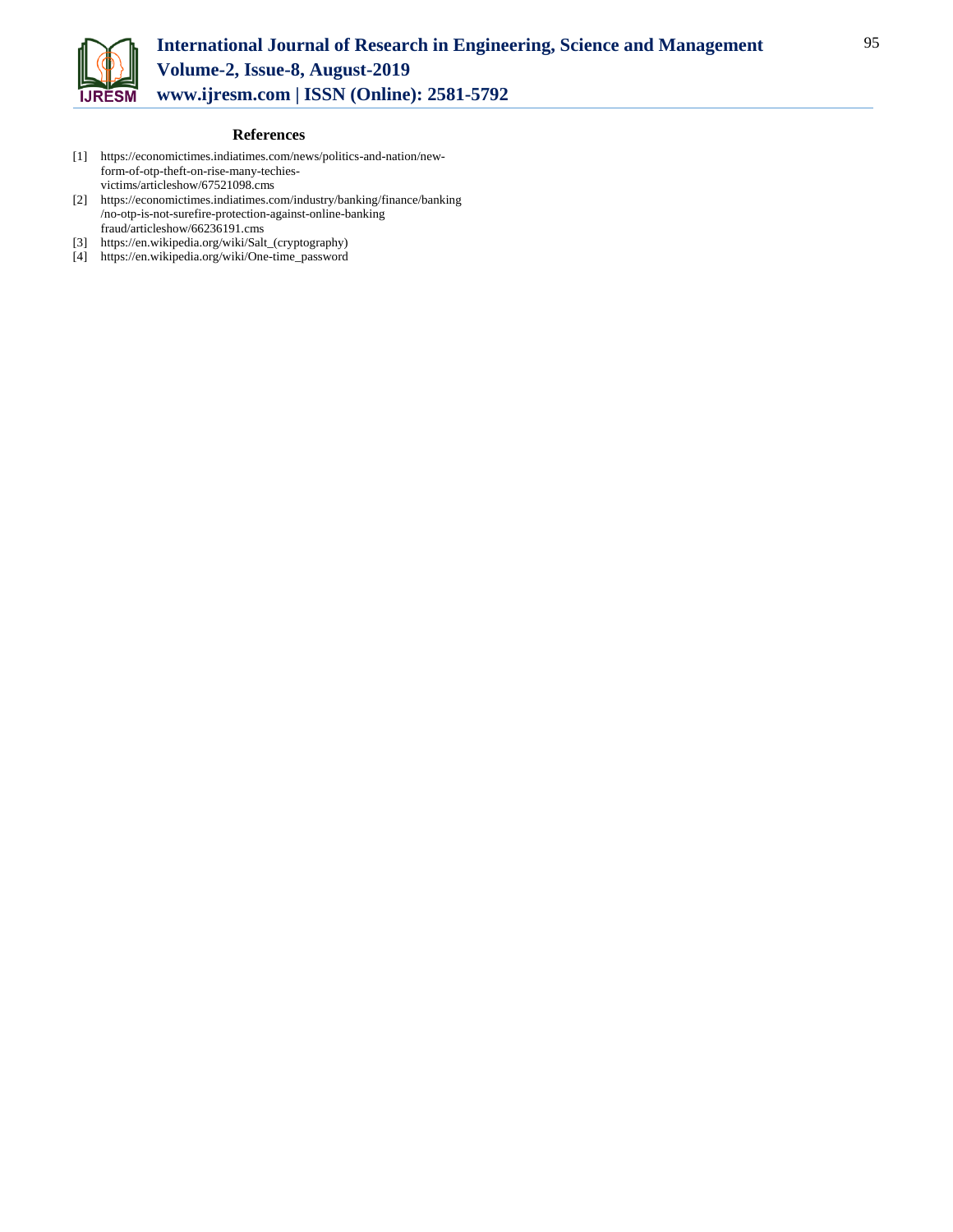## References

[1] https://economictimes.indiatimes.com/news/politics-and-nation/new-form-of-otp-theft-on-rise-many-techies-victims/articleshow/67521098.cms

[2] https://economictimes.indiatimes.com/industry/banking/finance/banking/no-otp-is-not-surefire-protection-against-online-banking fraud/articleshow/66236191.cms

[3] https://en.wikipedia.org/wiki/Salt_(cryptography)

[4] https://en.wikipedia.org/wiki/One-time_password